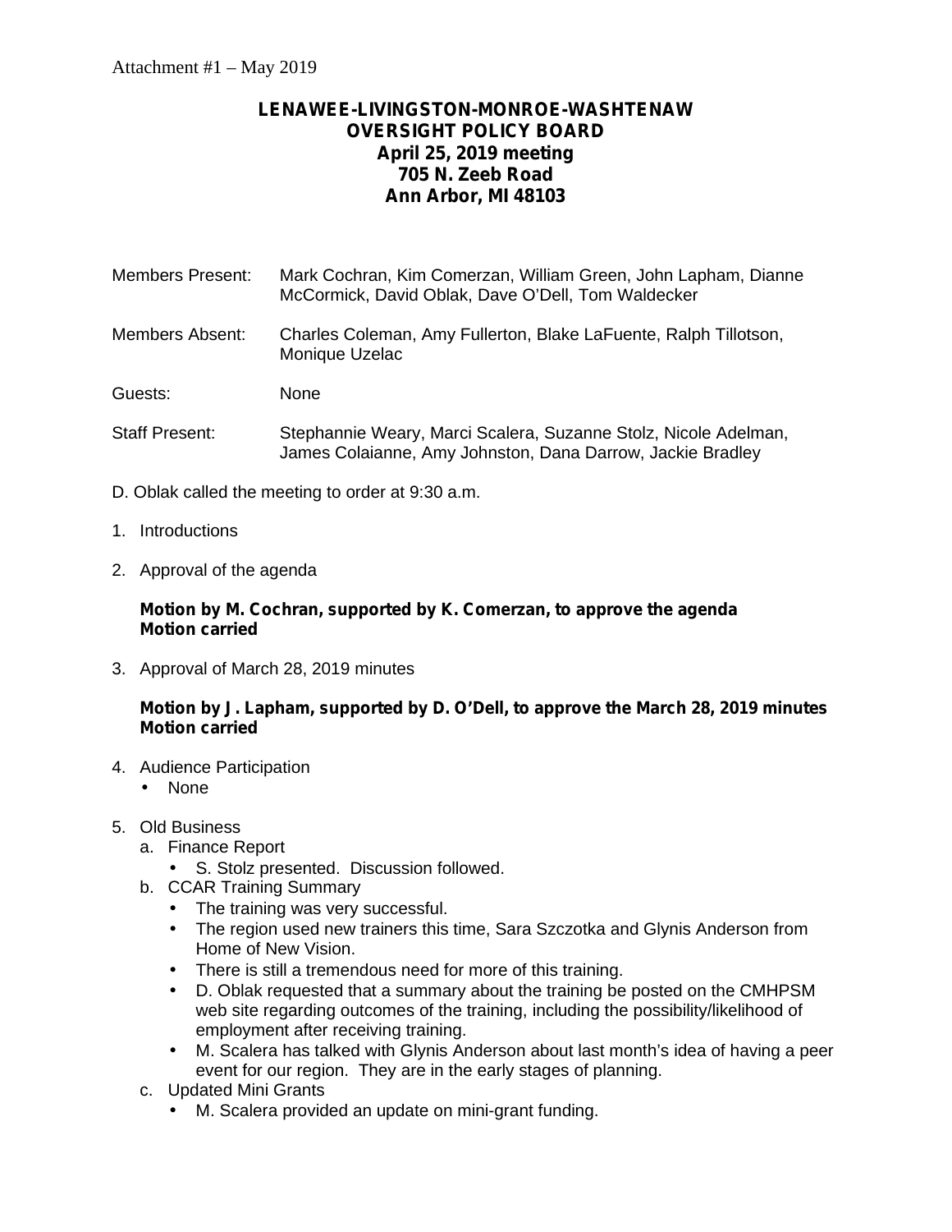Attachment #1 – May 2019

# LENAWEE-LIVINGSTON-MONROE-WASHTENAW OVERSIGHT POLICY BOARD
## April 25, 2019 meeting
## 705 N. Zeeb Road
## Ann Arbor, MI 48103

| | |
|---|---|
| Members Present: | Mark Cochran, Kim Comerzan, William Green, John Lapham, Dianne McCormick, David Oblak, Dave O'Dell, Tom Waldecker |
| Members Absent: | Charles Coleman, Amy Fullerton, Blake LaFuente, Ralph Tillotson, Monique Uzelac |
| Guests: | None |
| Staff Present: | Stephannie Weary, Marci Scalera, Suzanne Stolz, Nicole Adelman, James Colaianne, Amy Johnston, Dana Darrow, Jackie Bradley |

D. Oblak called the meeting to order at 9:30 a.m.

1. Introductions

2. Approval of the agenda

   **Motion by M. Cochran, supported by K. Comerzan, to approve the agenda**
   **Motion carried**

3. Approval of March 28, 2019 minutes

   **Motion by J. Lapham, supported by D. O'Dell, to approve the March 28, 2019 minutes**
   **Motion carried**

4. Audience Participation
   - None

5. Old Business
   a. Finance Report
      - S. Stolz presented. Discussion followed.

   b. CCAR Training Summary
      - The training was very successful.
      - The region used new trainers this time, Sara Szczotka and Glynis Anderson from Home of New Vision.
      - There is still a tremendous need for more of this training.
      - D. Oblak requested that a summary about the training be posted on the CMHPSM web site regarding outcomes of the training, including the possibility/likelihood of employment after receiving training.
      - M. Scalera has talked with Glynis Anderson about last month's idea of having a peer event for our region. They are in the early stages of planning.

   c. Updated Mini Grants
      - M. Scalera provided an update on mini-grant funding.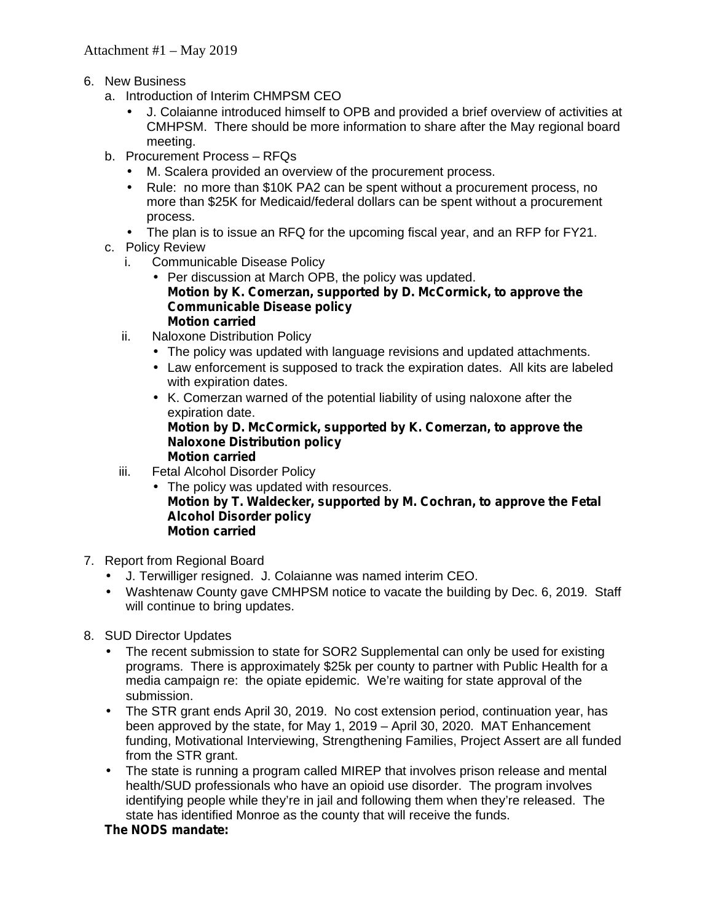Attachment #1 – May 2019

6. New Business
   a. Introduction of Interim CHMPSM CEO
      - J. Colaianne introduced himself to OPB and provided a brief overview of activities at CMHPSM. There should be more information to share after the May regional board meeting.
   b. Procurement Process – RFQs
      - M. Scalera provided an overview of the procurement process.
      - Rule: no more than $10K PA2 can be spent without a procurement process, no more than $25K for Medicaid/federal dollars can be spent without a procurement process.
      - The plan is to issue an RFQ for the upcoming fiscal year, and an RFP for FY21.
   c. Policy Review
      i. Communicable Disease Policy
         - Per discussion at March OPB, the policy was updated.

         **Motion by K. Comerzan, supported by D. McCormick, to approve the Communicable Disease policy**
         **Motion carried**
      ii. Naloxone Distribution Policy
         - The policy was updated with language revisions and updated attachments.
         - Law enforcement is supposed to track the expiration dates. All kits are labeled with expiration dates.
         - K. Comerzan warned of the potential liability of using naloxone after the expiration date.

         **Motion by D. McCormick, supported by K. Comerzan, to approve the Naloxone Distribution policy**
         **Motion carried**
      iii. Fetal Alcohol Disorder Policy
         - The policy was updated with resources.

         **Motion by T. Waldecker, supported by M. Cochran, to approve the Fetal Alcohol Disorder policy**
         **Motion carried**

7. Report from Regional Board
   - J. Terwilliger resigned. J. Colaianne was named interim CEO.
   - Washtenaw County gave CMHPSM notice to vacate the building by Dec. 6, 2019. Staff will continue to bring updates.

8. SUD Director Updates
   - The recent submission to state for SOR2 Supplemental can only be used for existing programs. There is approximately $25k per county to partner with Public Health for a media campaign re: the opiate epidemic. We're waiting for state approval of the submission.
   - The STR grant ends April 30, 2019. No cost extension period, continuation year, has been approved by the state, for May 1, 2019 – April 30, 2020. MAT Enhancement funding, Motivational Interviewing, Strengthening Families, Project Assert are all funded from the STR grant.
   - The state is running a program called MIREP that involves prison release and mental health/SUD professionals who have an opioid use disorder. The program involves identifying people while they're in jail and following them when they're released. The state has identified Monroe as the county that will receive the funds.

   **The NODS mandate:**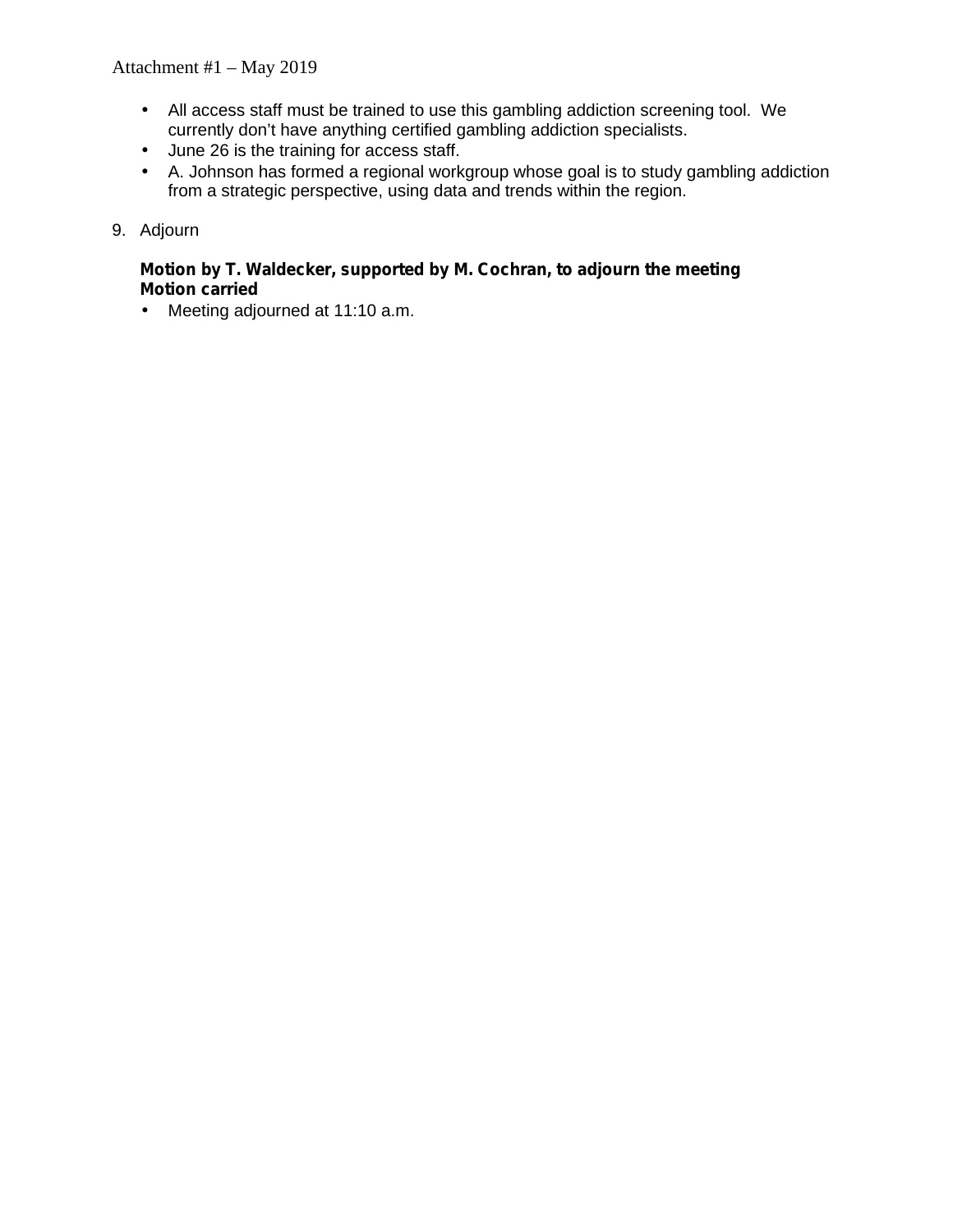- All access staff must be trained to use this gambling addiction screening tool. We currently don't have anything certified gambling addiction specialists.
- June 26 is the training for access staff.
- A. Johnson has formed a regional workgroup whose goal is to study gambling addiction from a strategic perspective, using data and trends within the region.

9. Adjourn

**Motion by T. Waldecker, supported by M. Cochran, to adjourn the meeting**
**Motion carried**

- Meeting adjourned at 11:10 a.m.